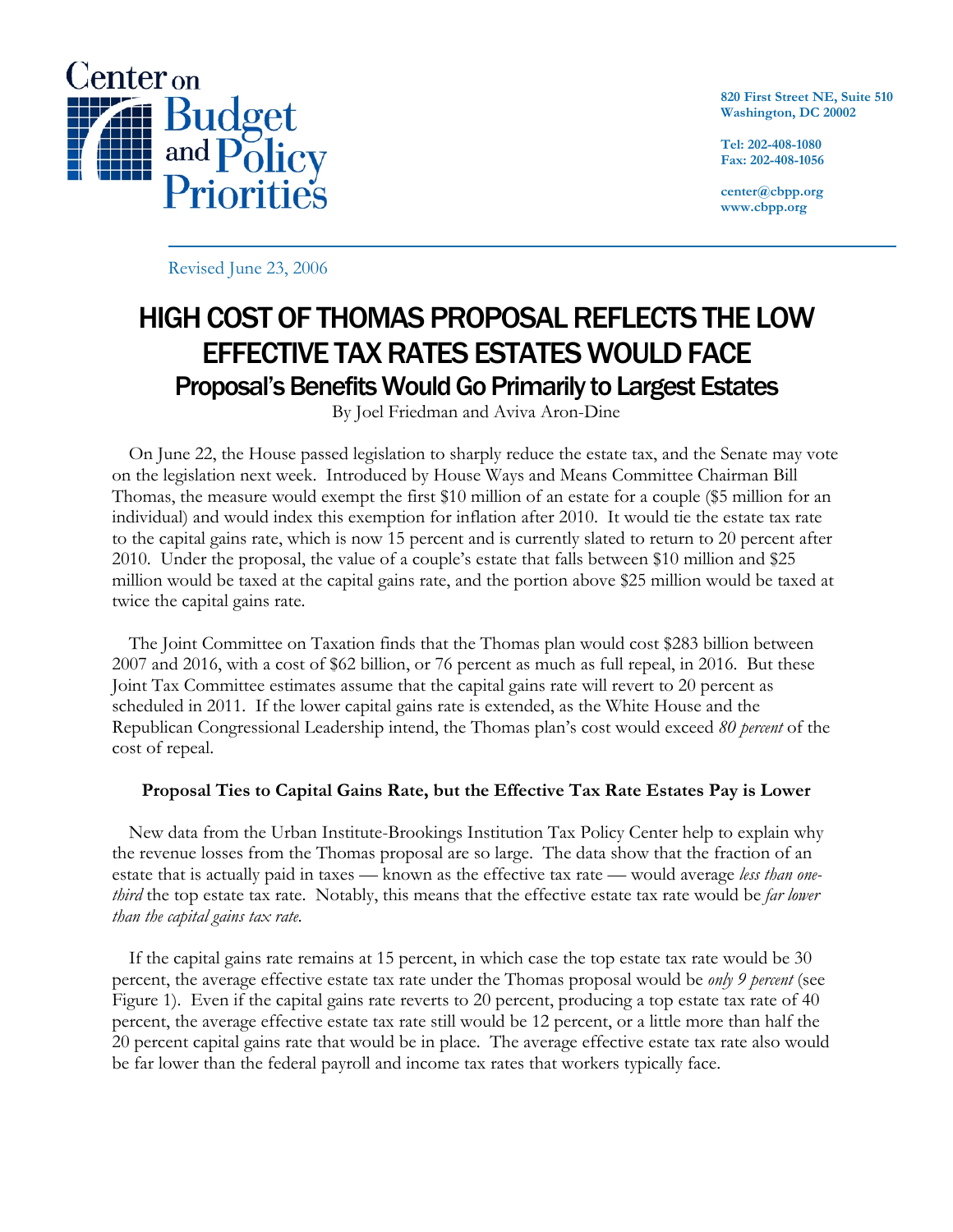Center on Budget and Policy Priorities

820 First Street NE, Suite 510
Washington, DC 20002

Tel: 202-408-1080
Fax: 202-408-1056

center@cbpp.org
www.cbpp.org

Revised June 23, 2006

# HIGH COST OF THOMAS PROPOSAL REFLECTS THE LOW EFFECTIVE TAX RATES ESTATES WOULD FACE

## Proposal's Benefits Would Go Primarily to Largest Estates

By Joel Friedman and Aviva Aron-Dine

On June 22, the House passed legislation to sharply reduce the estate tax, and the Senate may vote on the legislation next week. Introduced by House Ways and Means Committee Chairman Bill Thomas, the measure would exempt the first $10 million of an estate for a couple ($5 million for an individual) and would index this exemption for inflation after 2010. It would tie the estate tax rate to the capital gains rate, which is now 15 percent and is currently slated to return to 20 percent after 2010. Under the proposal, the value of a couple's estate that falls between $10 million and $25 million would be taxed at the capital gains rate, and the portion above $25 million would be taxed at twice the capital gains rate.

The Joint Committee on Taxation finds that the Thomas plan would cost $283 billion between 2007 and 2016, with a cost of $62 billion, or 76 percent as much as full repeal, in 2016. But these Joint Tax Committee estimates assume that the capital gains rate will revert to 20 percent as scheduled in 2011. If the lower capital gains rate is extended, as the White House and the Republican Congressional Leadership intend, the Thomas plan's cost would exceed *80 percent* of the cost of repeal.

**Proposal Ties to Capital Gains Rate, but the Effective Tax Rate Estates Pay is Lower**

New data from the Urban Institute-Brookings Institution Tax Policy Center help to explain why the revenue losses from the Thomas proposal are so large. The data show that the fraction of an estate that is actually paid in taxes — known as the effective tax rate — would average *less than one-third* the top estate tax rate. Notably, this means that the effective estate tax rate would be *far lower than the capital gains tax rate*.

If the capital gains rate remains at 15 percent, in which case the top estate tax rate would be 30 percent, the average effective estate tax rate under the Thomas proposal would be *only 9 percent* (see Figure 1). Even if the capital gains rate reverts to 20 percent, producing a top estate tax rate of 40 percent, the average effective estate tax rate still would be 12 percent, or a little more than half the 20 percent capital gains rate that would be in place. The average effective estate tax rate also would be far lower than the federal payroll and income tax rates that workers typically face.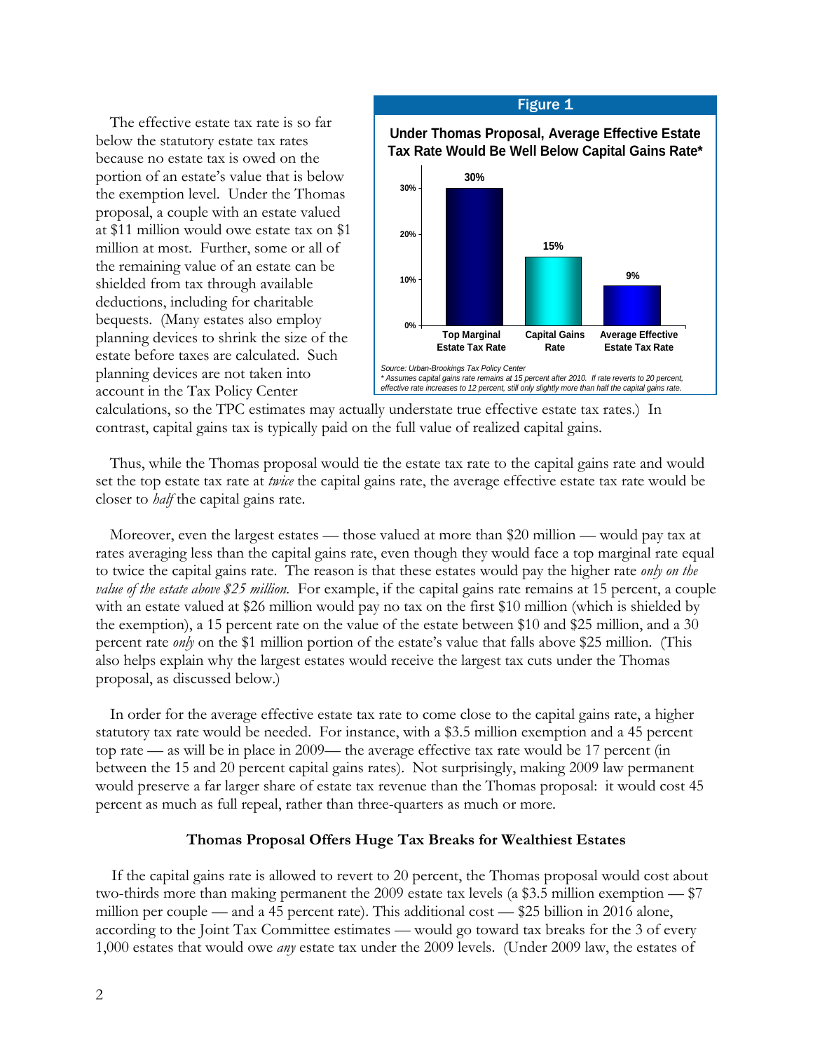The effective estate tax rate is so far below the statutory estate tax rates because no estate tax is owed on the portion of an estate's value that is below the exemption level. Under the Thomas proposal, a couple with an estate valued at $11 million would owe estate tax on $1 million at most. Further, some or all of the remaining value of an estate can be shielded from tax through available deductions, including for charitable bequests. (Many estates also employ planning devices to shrink the size of the estate before taxes are calculated. Such planning devices are not taken into account in the Tax Policy Center calculations, so the TPC estimates may actually understate true effective estate tax rates.) In contrast, capital gains tax is typically paid on the full value of realized capital gains.

**Figure 1**

**Under Thomas Proposal, Average Effective Estate Tax Rate Would Be Well Below Capital Gains Rate***

| Top Marginal Estate Tax Rate | Capital Gains Rate | Average Effective Estate Tax Rate |
|---|---|---|
| 30% | 15% | 9% |

*Source: Urban-Brookings Tax Policy Center*
*\* Assumes capital gains rate remains at 15 percent after 2010. If rate reverts to 20 percent, effective rate increases to 12 percent, still only slightly more than half the capital gains rate.*

Thus, while the Thomas proposal would tie the estate tax rate to the capital gains rate and would set the top estate tax rate at *twice* the capital gains rate, the average effective estate tax rate would be closer to *half* the capital gains rate.

Moreover, even the largest estates — those valued at more than $20 million — would pay tax at rates averaging less than the capital gains rate, even though they would face a top marginal rate equal to twice the capital gains rate. The reason is that these estates would pay the higher rate *only on the value of the estate above $25 million.* For example, if the capital gains rate remains at 15 percent, a couple with an estate valued at $26 million would pay no tax on the first $10 million (which is shielded by the exemption), a 15 percent rate on the value of the estate between $10 and $25 million, and a 30 percent rate *only* on the $1 million portion of the estate's value that falls above $25 million. (This also helps explain why the largest estates would receive the largest tax cuts under the Thomas proposal, as discussed below.)

In order for the average effective estate tax rate to come close to the capital gains rate, a higher statutory tax rate would be needed. For instance, with a $3.5 million exemption and a 45 percent top rate — as will be in place in 2009— the average effective tax rate would be 17 percent (in between the 15 and 20 percent capital gains rates). Not surprisingly, making 2009 law permanent would preserve a far larger share of estate tax revenue than the Thomas proposal: it would cost 45 percent as much as full repeal, rather than three-quarters as much or more.

### Thomas Proposal Offers Huge Tax Breaks for Wealthiest Estates

If the capital gains rate is allowed to revert to 20 percent, the Thomas proposal would cost about two-thirds more than making permanent the 2009 estate tax levels (a $3.5 million exemption — $7 million per couple — and a 45 percent rate). This additional cost — $25 billion in 2016 alone, according to the Joint Tax Committee estimates — would go toward tax breaks for the 3 of every 1,000 estates that would owe *any* estate tax under the 2009 levels. (Under 2009 law, the estates of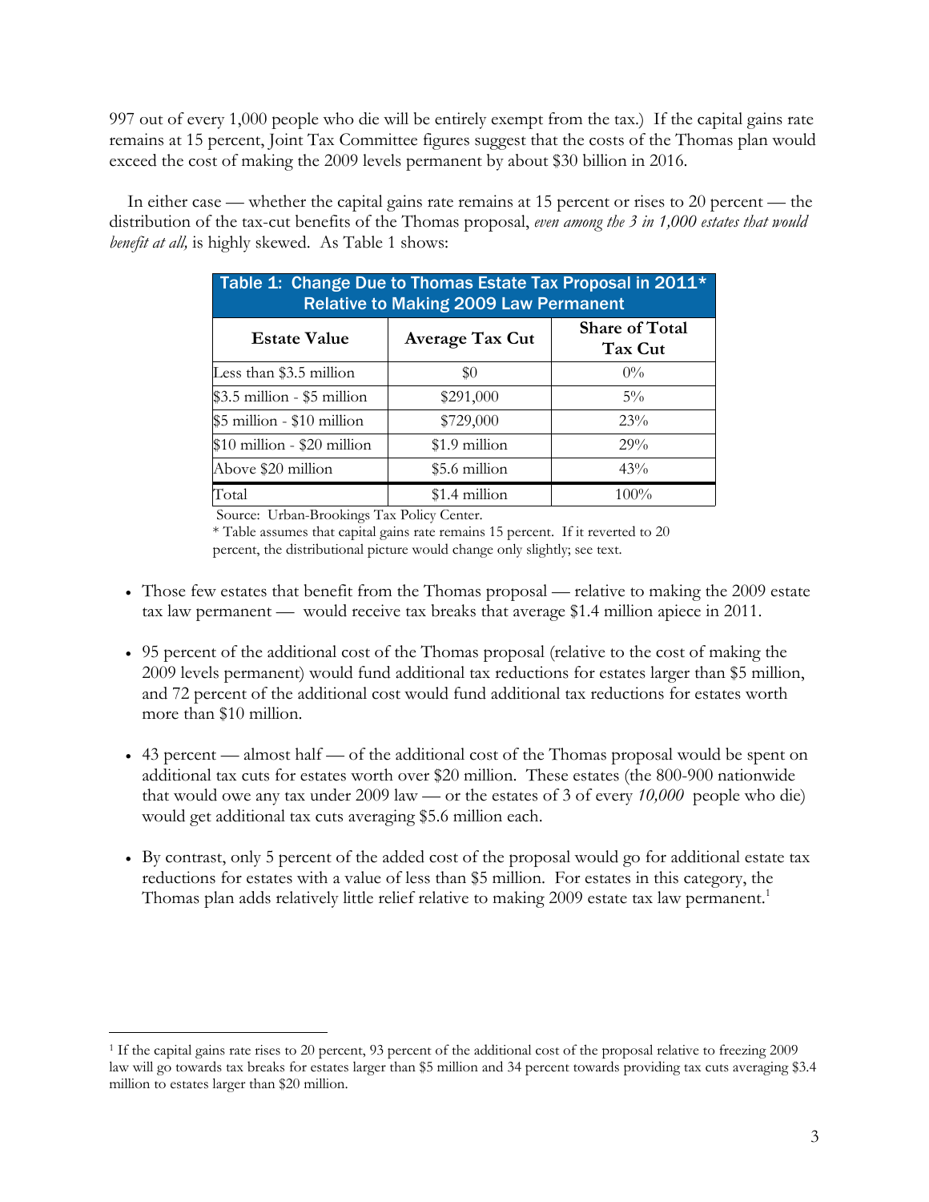997 out of every 1,000 people who die will be entirely exempt from the tax.) If the capital gains rate remains at 15 percent, Joint Tax Committee figures suggest that the costs of the Thomas plan would exceed the cost of making the 2009 levels permanent by about $30 billion in 2016.

In either case — whether the capital gains rate remains at 15 percent or rises to 20 percent — the distribution of the tax-cut benefits of the Thomas proposal, *even among the 3 in 1,000 estates that would benefit at all,* is highly skewed. As Table 1 shows:

**Table 1: Change Due to Thomas Estate Tax Proposal in 2011\* Relative to Making 2009 Law Permanent**

| Estate Value | Average Tax Cut | Share of Total Tax Cut |
|---|---|---|
| Less than $3.5 million | $0 | 0% |
| $3.5 million - $5 million | $291,000 | 5% |
| $5 million - $10 million | $729,000 | 23% |
| $10 million - $20 million | $1.9 million | 29% |
| Above $20 million | $5.6 million | 43% |
| Total | $1.4 million | 100% |

Source: Urban-Brookings Tax Policy Center.
\* Table assumes that capital gains rate remains 15 percent. If it reverted to 20 percent, the distributional picture would change only slightly; see text.

- Those few estates that benefit from the Thomas proposal — relative to making the 2009 estate tax law permanent — would receive tax breaks that average $1.4 million apiece in 2011.

- 95 percent of the additional cost of the Thomas proposal (relative to the cost of making the 2009 levels permanent) would fund additional tax reductions for estates larger than $5 million, and 72 percent of the additional cost would fund additional tax reductions for estates worth more than $10 million.

- 43 percent — almost half — of the additional cost of the Thomas proposal would be spent on additional tax cuts for estates worth over $20 million. These estates (the 800-900 nationwide that would owe any tax under 2009 law — or the estates of 3 of every *10,000* people who die) would get additional tax cuts averaging $5.6 million each.

- By contrast, only 5 percent of the added cost of the proposal would go for additional estate tax reductions for estates with a value of less than $5 million. For estates in this category, the Thomas plan adds relatively little relief relative to making 2009 estate tax law permanent.[1]

[1] If the capital gains rate rises to 20 percent, 93 percent of the additional cost of the proposal relative to freezing 2009 law will go towards tax breaks for estates larger than $5 million and 34 percent towards providing tax cuts averaging $3.4 million to estates larger than $20 million.